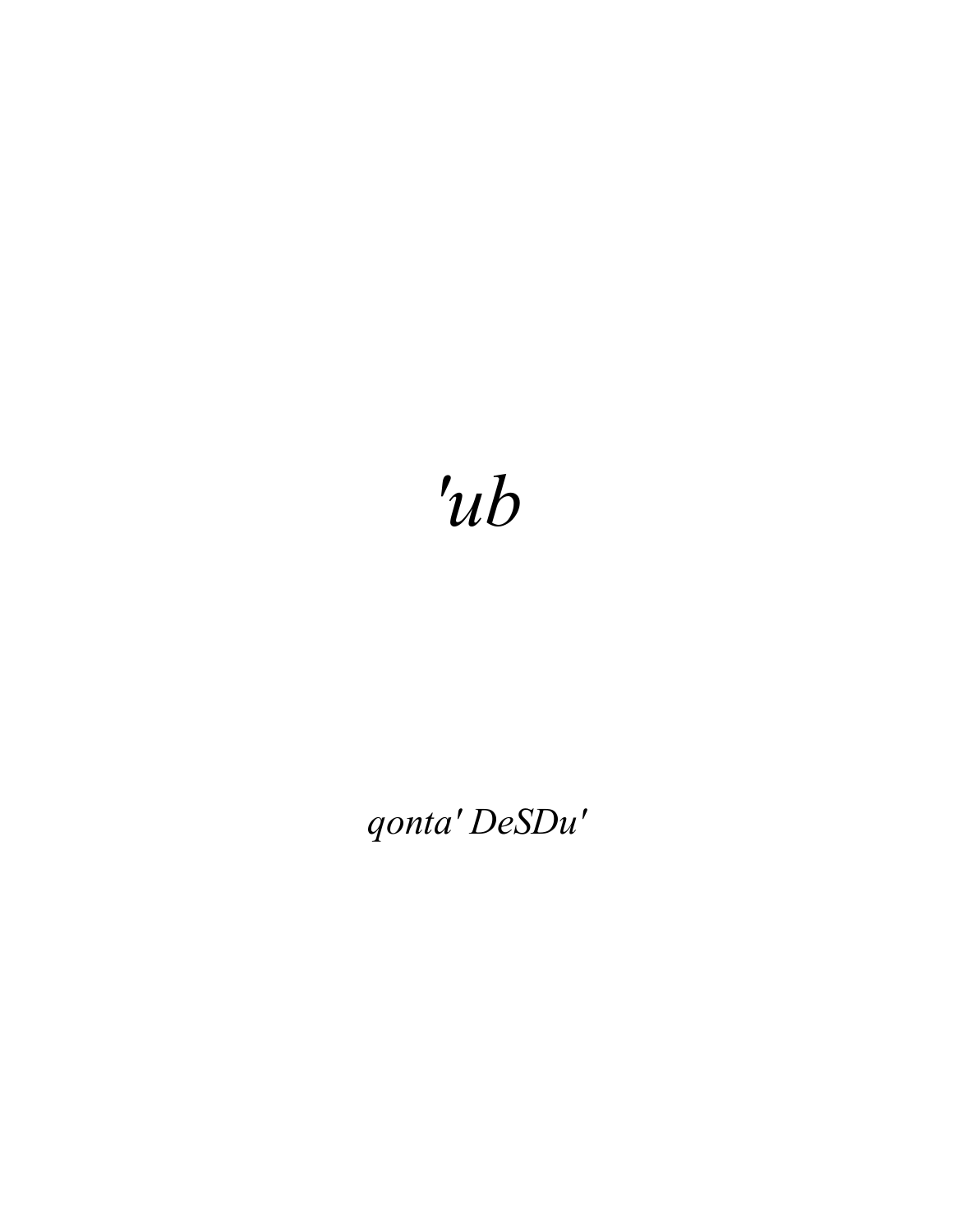# *'ub*

*qonta' DeSDu'*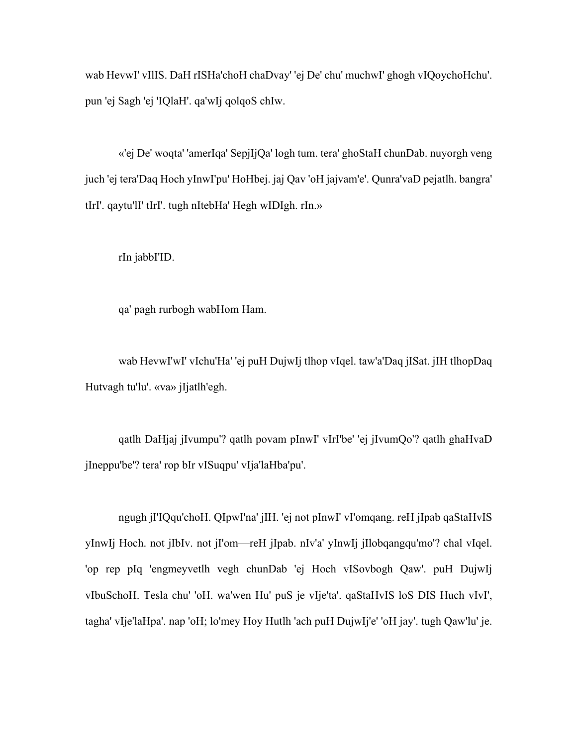wab HevwI' vIlIS. DaH rISHa'choH chaDvay' 'ej De' chu' muchwI' ghogh vIQoychoHchu'. pun 'ej Sagh 'ej 'IQlaH'. qa'wIj qolqoS chIw.

«'ej De' woqta' 'amerIqa' SepjIjQa' logh tum. tera' ghoStaH chunDab. nuyorgh veng juch 'ej tera'Daq Hoch yInwI'pu' HoHbej. jaj Qav 'oH jajvam'e'. Qunra'vaD pejatlh. bangra' tIrI'. qaytu'lI' tIrI'. tugh nItebHa' Hegh wIDIgh. rIn.»

rIn jabbI'ID.

qa' pagh rurbogh wabHom Ham.

wab HevwI'wI' vIchu'Ha' 'ej puH DujwIj tlhop vIqel. taw'a'Daq jISat. jIH tlhopDaq Hutvagh tu'lu'. «va» jIjatlh'egh.

qatlh DaHjaj jIvumpu'? qatlh povam pInwI' vIrI'be' 'ej jIvumQo'? qatlh ghaHvaD jIneppu'be'? tera' rop bIr vISuqpu' vIja'laHba'pu'.

ngugh jI'IQqu'choH. QIpwI'na' jIH. 'ej not pInwI' vI'omqang. reH jIpab qaStaHvIS yInwIj Hoch. not jIbIv. not jI'om—reH jIpab. nIv'a' yInwIj jIlobqangqu'mo'? chal vIqel. 'op rep pIq 'engmeyvetlh vegh chunDab 'ej Hoch vISovbogh Qaw'. puH DujwIj vIbuSchoH. Tesla chu' 'oH. wa'wen Hu' puS je vIje'ta'. qaStaHvIS loS DIS Huch vIvI', tagha' vIje'laHpa'. nap 'oH; lo'mey Hoy Hutlh 'ach puH DujwIj'e' 'oH jay'. tugh Qaw'lu' je.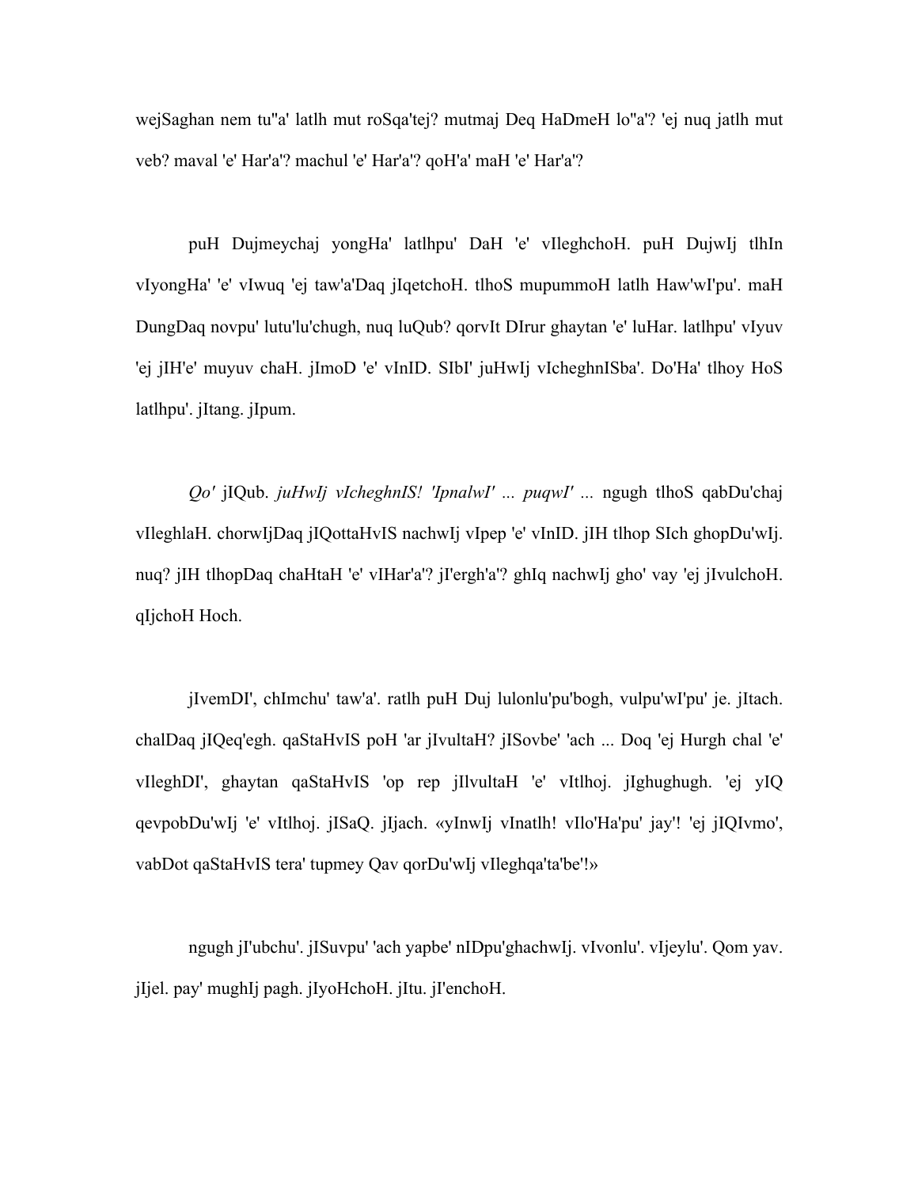wejSaghan nem tu''a' latlh mut roSqa'tej? mutmaj Deq HaDmeH lo''a'? 'ej nuq jatlh mut veb? maval 'e' Har'a'? machul 'e' Har'a'? qoH'a' maH 'e' Har'a'?

puH Dujmeychaj yongHa' latlhpu' DaH 'e' vIleghchoH. puH DujwIj tlhIn vIyongHa' 'e' vIwuq 'ej taw'a'Daq jIqetchoH. tlhoS mupummoH latlh Haw'wI'pu'. maH DungDaq novpu' lutu'lu'chugh, nuq luQub? qorvIt DIrur ghaytan 'e' luHar. latlhpu' vIyuv 'ej jIH'e' muyuv chaH. jImoD 'e' vInID. SIbI' juHwIj vIcheghnISba'. Do'Ha' tlhoy HoS latlhpu'. jItang. jIpum.

*Qo'* jIQub. *juHwIj vIcheghnIS! 'IpnalwI' ... puqwI' ...* ngugh tlhoS qabDu'chaj vIleghlaH. chorwIjDaq jIQottaHvIS nachwIj vIpep 'e' vInID. jIH tlhop SIch ghopDu'wIj. nuq? jIH tlhopDaq chaHtaH 'e' vIHar'a'? jI'ergh'a'? ghIq nachwIj gho' vay 'ej jIvulchoH. qIjchoH Hoch.

jIvemDI', chImchu' taw'a'. ratlh puH Duj lulonlu'pu'bogh, vulpu'wI'pu' je. jItach. chalDaq jIQeq'egh. qaStaHvIS poH 'ar jIvultaH? jISovbe' 'ach ... Doq 'ej Hurgh chal 'e' vIleghDI', ghaytan qaStaHvIS 'op rep jIlvultaH 'e' vItlhoj. jIghughugh. 'ej yIQ qevpobDu'wIj 'e' vItlhoj. jISaQ. jIjach. «yInwIj vInatlh! vIlo'Ha'pu' jay'! 'ej jIQIvmo', vabDot qaStaHvIS tera' tupmey Qav qorDu'wIj vIleghqa'ta'be'!»

ngugh jI'ubchu'. jISuvpu' 'ach yapbe' nIDpu'ghachwIj. vIvonlu'. vIjeylu'. Qom yav. jIjel. pay' mughIj pagh. jIyoHchoH. jItu. jI'enchoH.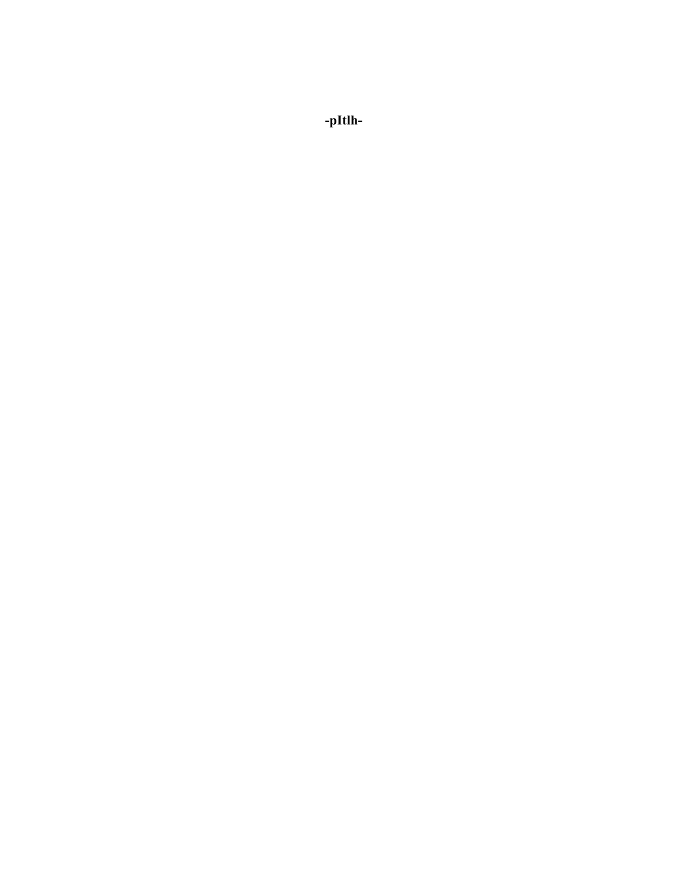**-pItlh-**